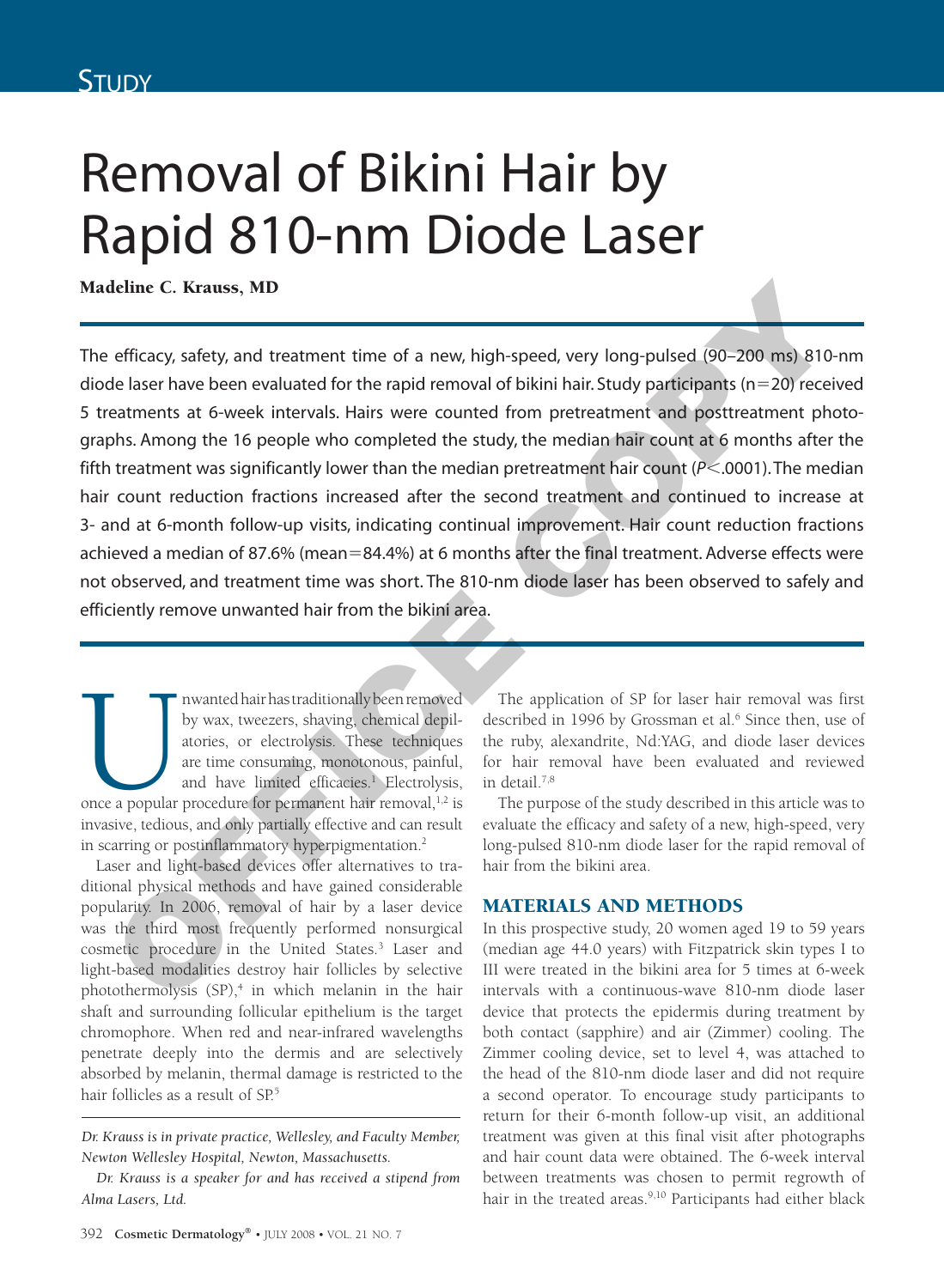STUDY

# Removal of Bikini Hair by Rapid 810-nm Diode Laser

**Madeline C. Krauss, MD**

The efficacy, safety, and treatment time of a new, high-speed, very long-pulsed (90–200 ms) 810-nm diode laser have been evaluated for the rapid removal of bikini hair. Study participants (n=20) received 5 treatments at 6-week intervals. Hairs were counted from pretreatment and posttreatment photographs. Among the 16 people who completed the study, the median hair count at 6 months after the fifth treatment was significantly lower than the median pretreatment hair count ($P<.0001$). The median hair count reduction fractions increased after the second treatment and continued to increase at 3- and at 6-month follow-up visits, indicating continual improvement. Hair count reduction fractions achieved a median of 87.6% (mean=84.4%) at 6 months after the final treatment. Adverse effects were not observed, and treatment time was short. The 810-nm diode laser has been observed to safely and efficiently remove unwanted hair from the bikini area.

Unwanted hair has traditionally been removed by wax, tweezers, shaving, chemical depilatories, or electrolysis. These techniques are time consuming, monotonous, painful, and have limited efficacies.[1] Electrolysis, once a popular procedure for permanent hair removal,[1,2] is invasive, tedious, and only partially effective and can result in scarring or postinflammatory hyperpigmentation.[2]

Laser and light-based devices offer alternatives to traditional physical methods and have gained considerable popularity. In 2006, removal of hair by a laser device was the third most frequently performed nonsurgical cosmetic procedure in the United States.[3] Laser and light-based modalities destroy hair follicles by selective photothermolysis (SP),[4] in which melanin in the hair shaft and surrounding follicular epithelium is the target chromophore. When red and near-infrared wavelengths penetrate deeply into the dermis and are selectively absorbed by melanin, thermal damage is restricted to the hair follicles as a result of SP.[5]

*Dr. Krauss is in private practice, Wellesley, and Faculty Member, Newton Wellesley Hospital, Newton, Massachusetts.*

*Dr. Krauss is a speaker for and has received a stipend from Alma Lasers, Ltd.*

The application of SP for laser hair removal was first described in 1996 by Grossman et al.[6] Since then, use of the ruby, alexandrite, Nd:YAG, and diode laser devices for hair removal have been evaluated and reviewed in detail.[7,8]

The purpose of the study described in this article was to evaluate the efficacy and safety of a new, high-speed, very long-pulsed 810-nm diode laser for the rapid removal of hair from the bikini area.

## MATERIALS AND METHODS

In this prospective study, 20 women aged 19 to 59 years (median age 44.0 years) with Fitzpatrick skin types I to III were treated in the bikini area for 5 times at 6-week intervals with a continuous-wave 810-nm diode laser device that protects the epidermis during treatment by both contact (sapphire) and air (Zimmer) cooling. The Zimmer cooling device, set to level 4, was attached to the head of the 810-nm diode laser and did not require a second operator. To encourage study participants to return for their 6-month follow-up visit, an additional treatment was given at this final visit after photographs and hair count data were obtained. The 6-week interval between treatments was chosen to permit regrowth of hair in the treated areas.[9,10] Participants had either black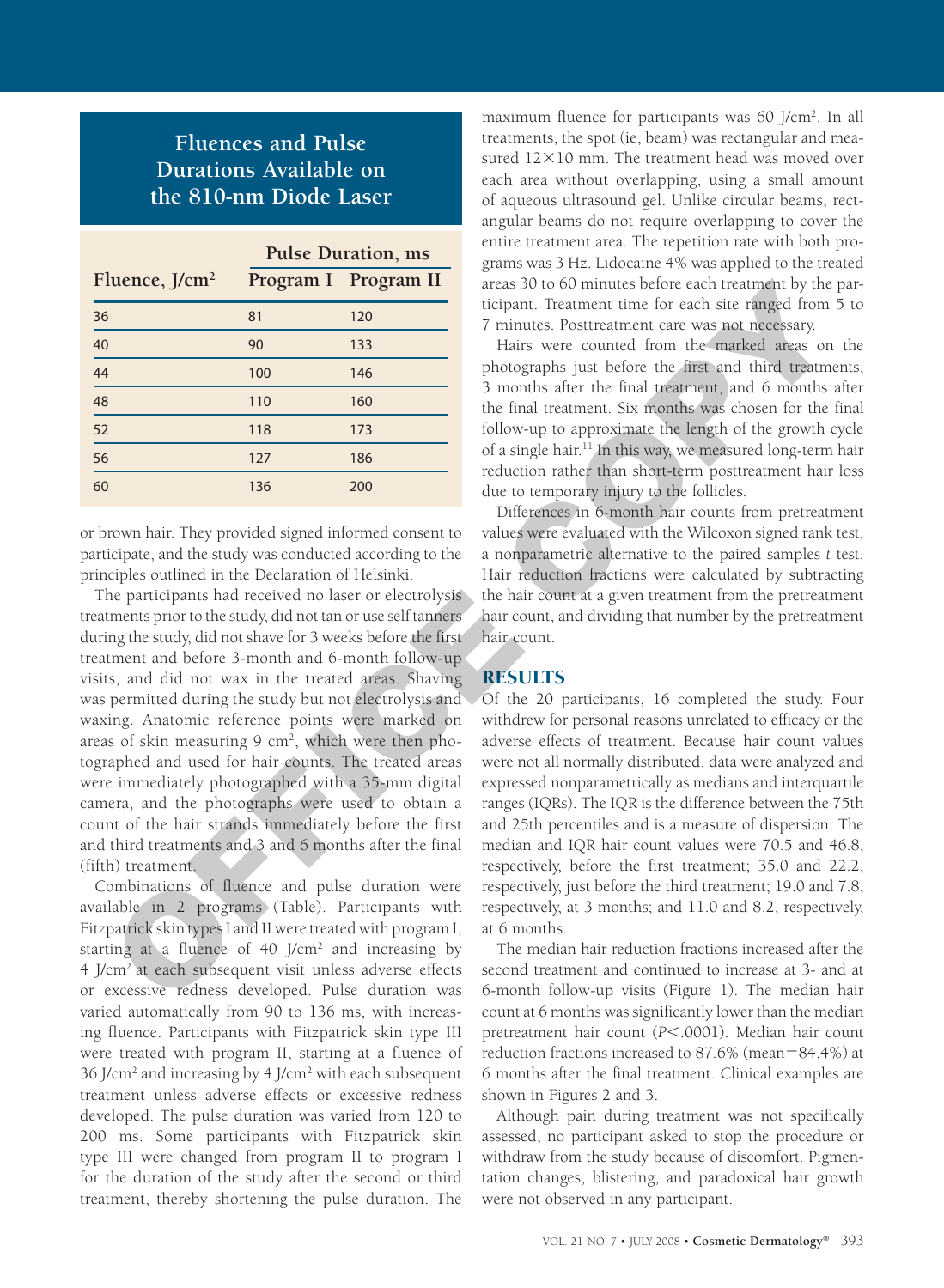## Fluences and Pulse Durations Available on the 810-nm Diode Laser

| Fluence, J/cm² | Pulse Duration, ms | |
|---|---|---|
| | Program I | Program II |
| 36 | 81 | 120 |
| 40 | 90 | 133 |
| 44 | 100 | 146 |
| 48 | 110 | 160 |
| 52 | 118 | 173 |
| 56 | 127 | 186 |
| 60 | 136 | 200 |

or brown hair. They provided signed informed consent to participate, and the study was conducted according to the principles outlined in the Declaration of Helsinki.

The participants had received no laser or electrolysis treatments prior to the study, did not tan or use self tanners during the study, did not shave for 3 weeks before the first treatment and before 3-month and 6-month follow-up visits, and did not wax in the treated areas. Shaving was permitted during the study but not electrolysis and waxing. Anatomic reference points were marked on areas of skin measuring 9 cm², which were then photographed and used for hair counts. The treated areas were immediately photographed with a 35-mm digital camera, and the photographs were used to obtain a count of the hair strands immediately before the first and third treatments and 3 and 6 months after the final (fifth) treatment.

Combinations of fluence and pulse duration were available in 2 programs (Table). Participants with Fitzpatrick skin types I and II were treated with program I, starting at a fluence of 40 J/cm² and increasing by 4 J/cm² at each subsequent visit unless adverse effects or excessive redness developed. Pulse duration was varied automatically from 90 to 136 ms, with increasing fluence. Participants with Fitzpatrick skin type III were treated with program II, starting at a fluence of 36 J/cm² and increasing by 4 J/cm² with each subsequent treatment unless adverse effects or excessive redness developed. The pulse duration was varied from 120 to 200 ms. Some participants with Fitzpatrick skin type III were changed from program II to program I for the duration of the study after the second or third treatment, thereby shortening the pulse duration. The maximum fluence for participants was 60 J/cm². In all treatments, the spot (ie, beam) was rectangular and measured 12×10 mm. The treatment head was moved over each area without overlapping, using a small amount of aqueous ultrasound gel. Unlike circular beams, rectangular beams do not require overlapping to cover the entire treatment area. The repetition rate with both programs was 3 Hz. Lidocaine 4% was applied to the treated areas 30 to 60 minutes before each treatment by the participant. Treatment time for each site ranged from 5 to 7 minutes. Posttreatment care was not necessary.

Hairs were counted from the marked areas on the photographs just before the first and third treatments, 3 months after the final treatment, and 6 months after the final treatment. Six months was chosen for the final follow-up to approximate the length of the growth cycle of a single hair.[11] In this way, we measured long-term hair reduction rather than short-term posttreatment hair loss due to temporary injury to the follicles.

Differences in 6-month hair counts from pretreatment values were evaluated with the Wilcoxon signed rank test, a nonparametric alternative to the paired samples *t* test. Hair reduction fractions were calculated by subtracting the hair count at a given treatment from the pretreatment hair count, and dividing that number by the pretreatment hair count.

## RESULTS

Of the 20 participants, 16 completed the study. Four withdrew for personal reasons unrelated to efficacy or the adverse effects of treatment. Because hair count values were not all normally distributed, data were analyzed and expressed nonparametrically as medians and interquartile ranges (IQRs). The IQR is the difference between the 75th and 25th percentiles and is a measure of dispersion. The median and IQR hair count values were 70.5 and 46.8, respectively, before the first treatment; 35.0 and 22.2, respectively, just before the third treatment; 19.0 and 7.8, respectively, at 3 months; and 11.0 and 8.2, respectively, at 6 months.

The median hair reduction fractions increased after the second treatment and continued to increase at 3- and at 6-month follow-up visits (Figure 1). The median hair count at 6 months was significantly lower than the median pretreatment hair count ($P<.0001$). Median hair count reduction fractions increased to 87.6% (mean=84.4%) at 6 months after the final treatment. Clinical examples are shown in Figures 2 and 3.

Although pain during treatment was not specifically assessed, no participant asked to stop the procedure or withdraw from the study because of discomfort. Pigmentation changes, blistering, and paradoxical hair growth were not observed in any participant.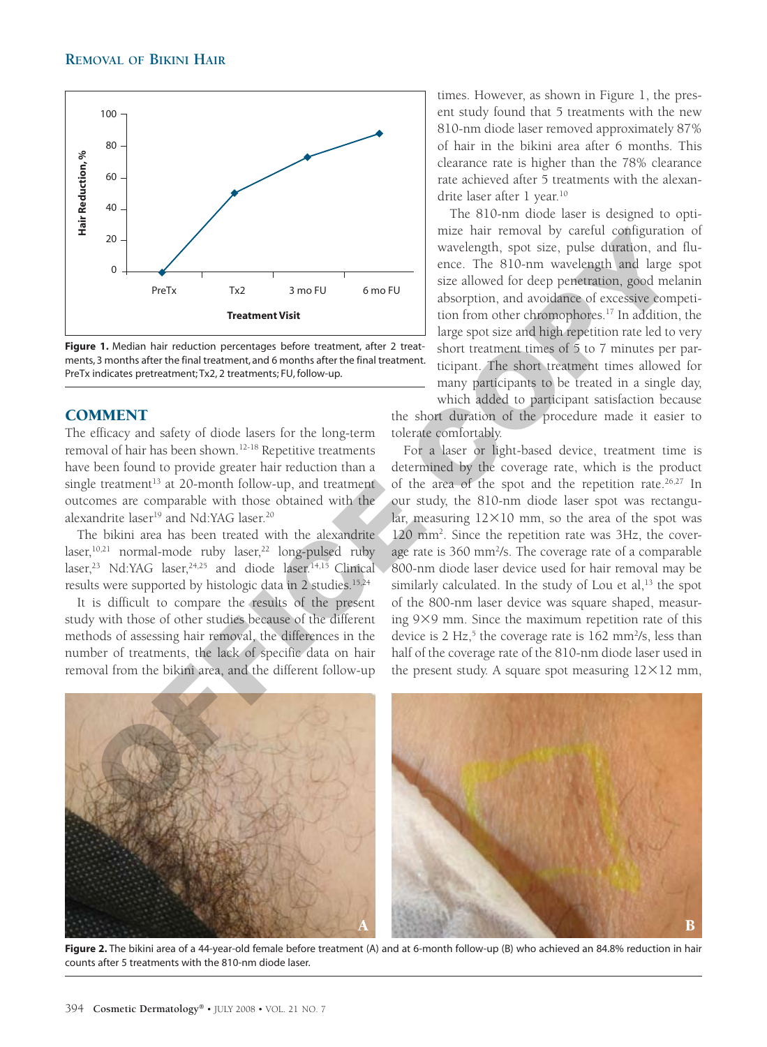Figure 1. Median hair reduction percentages before treatment, after 2 treatments, 3 months after the final treatment, and 6 months after the final treatment. PreTx indicates pretreatment; Tx2, 2 treatments; FU, follow-up.

## COMMENT

The efficacy and safety of diode lasers for the long-term removal of hair has been shown.[12-18] Repetitive treatments have been found to provide greater hair reduction than a single treatment[13] at 20-month follow-up, and treatment outcomes are comparable with those obtained with the alexandrite laser[19] and Nd:YAG laser.[20]

The bikini area has been treated with the alexandrite laser,[10,21] normal-mode ruby laser,[22] long-pulsed ruby laser,[23] Nd:YAG laser,[24,25] and diode laser.[14,15] Clinical results were supported by histologic data in 2 studies.[15,24]

It is difficult to compare the results of the present study with those of other studies because of the different methods of assessing hair removal, the differences in the number of treatments, the lack of specific data on hair removal from the bikini area, and the different follow-up times. However, as shown in Figure 1, the present study found that 5 treatments with the new 810-nm diode laser removed approximately 87% of hair in the bikini area after 6 months. This clearance rate is higher than the 78% clearance rate achieved after 5 treatments with the alexandrite laser after 1 year.[10]

The 810-nm diode laser is designed to optimize hair removal by careful configuration of wavelength, spot size, pulse duration, and fluence. The 810-nm wavelength and large spot size allowed for deep penetration, good melanin absorption, and avoidance of excessive competition from other chromophores.[17] In addition, the large spot size and high repetition rate led to very short treatment times of 5 to 7 minutes per participant. The short treatment times allowed for many participants to be treated in a single day, which added to participant satisfaction because the short duration of the procedure made it easier to tolerate comfortably.

For a laser or light-based device, treatment time is determined by the coverage rate, which is the product of the area of the spot and the repetition rate.[26,27] In our study, the 810-nm diode laser spot was rectangular, measuring 12×10 mm, so the area of the spot was 120 $mm^2$. Since the repetition rate was 3Hz, the coverage rate is 360 $mm^2/s$. The coverage rate of a comparable 800-nm diode laser device used for hair removal may be similarly calculated. In the study of Lou et al,[13] the spot of the 800-nm laser device was square shaped, measuring 9×9 mm. Since the maximum repetition rate of this device is 2 Hz,[5] the coverage rate is 162 $mm^2/s$, less than half of the coverage rate of the 810-nm diode laser used in the present study. A square spot measuring 12×12 mm,

Figure 2. The bikini area of a 44-year-old female before treatment (A) and at 6-month follow-up (B) who achieved an 84.8% reduction in hair counts after 5 treatments with the 810-nm diode laser.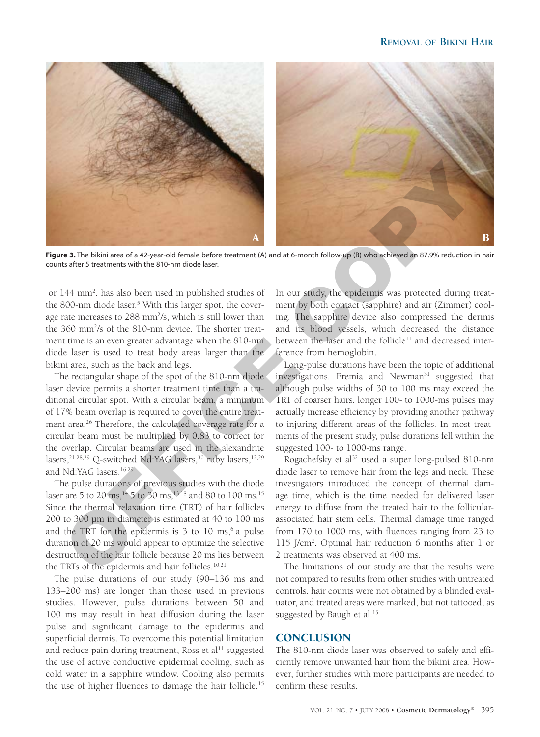**Figure 3.** The bikini area of a 42-year-old female before treatment (A) and at 6-month follow-up (B) who achieved an 87.9% reduction in hair counts after 5 treatments with the 810-nm diode laser.

or 144 $mm^2$, has also been used in published studies of the 800-nm diode laser.[5] With this larger spot, the coverage rate increases to 288 $mm^2$/s, which is still lower than the 360 $mm^2$/s of the 810-nm device. The shorter treatment time is an even greater advantage when the 810-nm diode laser is used to treat body areas larger than the bikini area, such as the back and legs.

The rectangular shape of the spot of the 810-nm diode laser device permits a shorter treatment time than a traditional circular spot. With a circular beam, a minimum of 17% beam overlap is required to cover the entire treatment area.[26] Therefore, the calculated coverage rate for a circular beam must be multiplied by 0.83 to correct for the overlap. Circular beams are used in the alexandrite lasers,[21,28,29] Q-switched Nd:YAG lasers,[30] ruby lasers,[12,29] and Nd:YAG lasers.[16,29]

The pulse durations of previous studies with the diode laser are 5 to 20 ms,[14] 5 to 30 ms,[13,18] and 80 to 100 ms.[15] Since the thermal relaxation time (TRT) of hair follicles 200 to 300 µm in diameter is estimated at 40 to 100 ms and the TRT for the epidermis is 3 to 10 ms,[6] a pulse duration of 20 ms would appear to optimize the selective destruction of the hair follicle because 20 ms lies between the TRTs of the epidermis and hair follicles.[10,21]

The pulse durations of our study (90–136 ms and 133–200 ms) are longer than those used in previous studies. However, pulse durations between 50 and 100 ms may result in heat diffusion during the laser pulse and significant damage to the epidermis and superficial dermis. To overcome this potential limitation and reduce pain during treatment, Ross et al[11] suggested the use of active conductive epidermal cooling, such as cold water in a sapphire window. Cooling also permits the use of higher fluences to damage the hair follicle.[15]

In our study, the epidermis was protected during treatment by both contact (sapphire) and air (Zimmer) cooling. The sapphire device also compressed the dermis and its blood vessels, which decreased the distance between the laser and the follicle[11] and decreased interference from hemoglobin.

Long-pulse durations have been the topic of additional investigations. Eremia and Newman[31] suggested that although pulse widths of 30 to 100 ms may exceed the TRT of coarser hairs, longer 100- to 1000-ms pulses may actually increase efficiency by providing another pathway to injuring different areas of the follicles. In most treatments of the present study, pulse durations fell within the suggested 100- to 1000-ms range.

Rogachefsky et al[32] used a super long-pulsed 810-nm diode laser to remove hair from the legs and neck. These investigators introduced the concept of thermal damage time, which is the time needed for delivered laser energy to diffuse from the treated hair to the follicular-associated hair stem cells. Thermal damage time ranged from 170 to 1000 ms, with fluences ranging from 23 to 115 J/$cm^2$. Optimal hair reduction 6 months after 1 or 2 treatments was observed at 400 ms.

The limitations of our study are that the results were not compared to results from other studies with untreated controls, hair counts were not obtained by a blinded evaluator, and treated areas were marked, but not tattooed, as suggested by Baugh et al.[15]

## CONCLUSION

The 810-nm diode laser was observed to safely and efficiently remove unwanted hair from the bikini area. However, further studies with more participants are needed to confirm these results.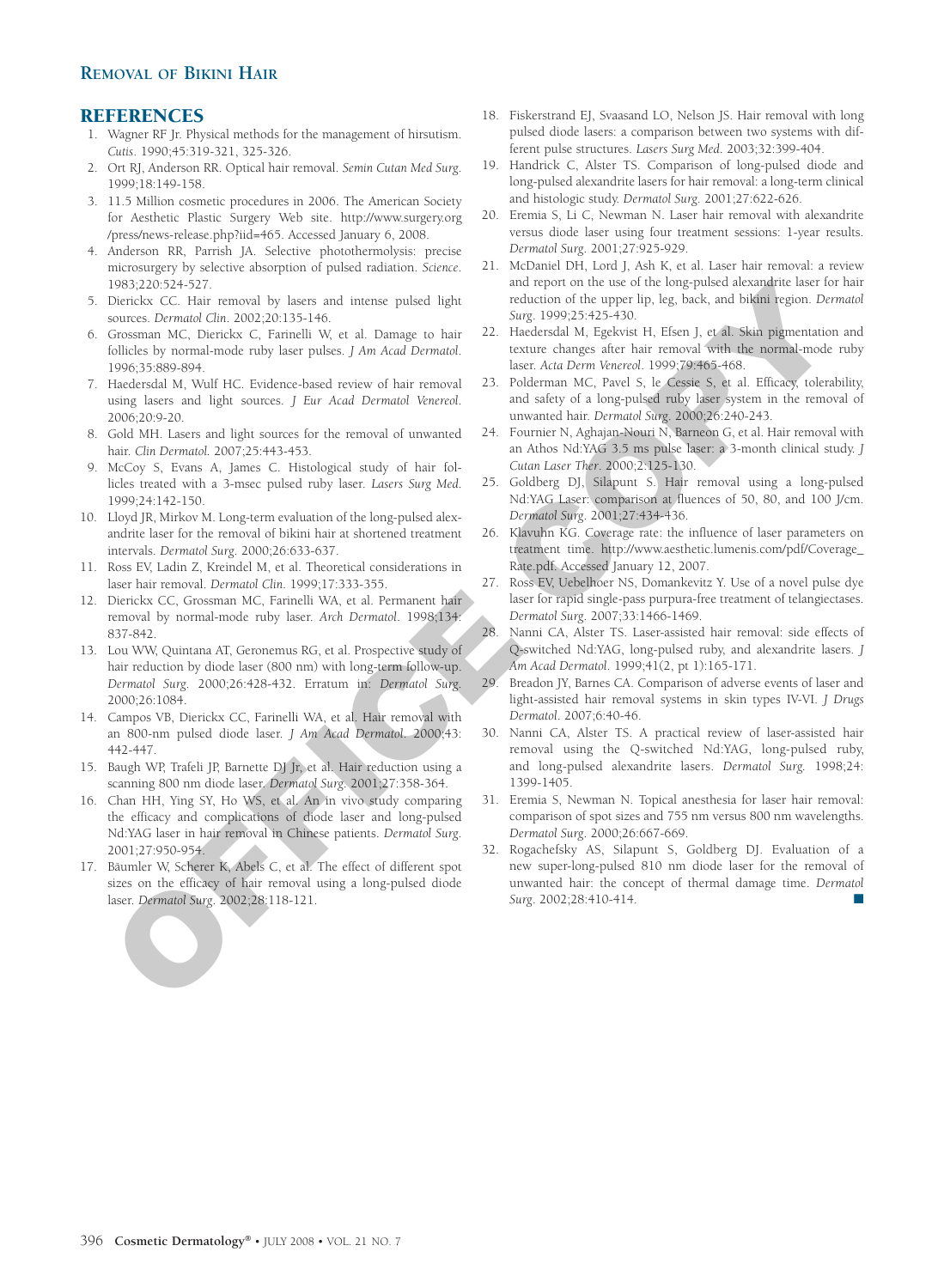## REFERENCES

1. Wagner RF Jr. Physical methods for the management of hirsutism. *Cutis*. 1990;45:319-321, 325-326.
2. Ort RJ, Anderson RR. Optical hair removal. *Semin Cutan Med Surg*. 1999;18:149-158.
3. 11.5 Million cosmetic procedures in 2006. The American Society for Aesthetic Plastic Surgery Web site. http://www.surgery.org/press/news-release.php?iid=465. Accessed January 6, 2008.
4. Anderson RR, Parrish JA. Selective photothermolysis: precise microsurgery by selective absorption of pulsed radiation. *Science*. 1983;220:524-527.
5. Dierickx CC. Hair removal by lasers and intense pulsed light sources. *Dermatol Clin*. 2002;20:135-146.
6. Grossman MC, Dierickx C, Farinelli W, et al. Damage to hair follicles by normal-mode ruby laser pulses. *J Am Acad Dermatol*. 1996;35:889-894.
7. Haedersdal M, Wulf HC. Evidence-based review of hair removal using lasers and light sources. *J Eur Acad Dermatol Venereol*. 2006;20:9-20.
8. Gold MH. Lasers and light sources for the removal of unwanted hair. *Clin Dermatol*. 2007;25:443-453.
9. McCoy S, Evans A, James C. Histological study of hair follicles treated with a 3-msec pulsed ruby laser. *Lasers Surg Med*. 1999;24:142-150.
10. Lloyd JR, Mirkov M. Long-term evaluation of the long-pulsed alexandrite laser for the removal of bikini hair at shortened treatment intervals. *Dermatol Surg*. 2000;26:633-637.
11. Ross EV, Ladin Z, Kreindel M, et al. Theoretical considerations in laser hair removal. *Dermatol Clin*. 1999;17:333-355.
12. Dierickx CC, Grossman MC, Farinelli WA, et al. Permanent hair removal by normal-mode ruby laser. *Arch Dermatol*. 1998;134:837-842.
13. Lou WW, Quintana AT, Geronemus RG, et al. Prospective study of hair reduction by diode laser (800 nm) with long-term follow-up. *Dermatol Surg*. 2000;26:428-432. Erratum in: *Dermatol Surg*. 2000;26:1084.
14. Campos VB, Dierickx CC, Farinelli WA, et al. Hair removal with an 800-nm pulsed diode laser. *J Am Acad Dermatol*. 2000;43:442-447.
15. Baugh WP, Trafeli JP, Barnette DJ Jr, et al. Hair reduction using a scanning 800 nm diode laser. *Dermatol Surg*. 2001;27:358-364.
16. Chan HH, Ying SY, Ho WS, et al. An in vivo study comparing the efficacy and complications of diode laser and long-pulsed Nd:YAG laser in hair removal in Chinese patients. *Dermatol Surg*. 2001;27:950-954.
17. Bäumler W, Scherer K, Abels C, et al. The effect of different spot sizes on the efficacy of hair removal using a long-pulsed diode laser. *Dermatol Surg*. 2002;28:118-121.
18. Fiskerstrand EJ, Svaasand LO, Nelson JS. Hair removal with long pulsed diode lasers: a comparison between two systems with different pulse structures. *Lasers Surg Med*. 2003;32:399-404.
19. Handrick C, Alster TS. Comparison of long-pulsed diode and long-pulsed alexandrite lasers for hair removal: a long-term clinical and histologic study. *Dermatol Surg*. 2001;27:622-626.
20. Eremia S, Li C, Newman N. Laser hair removal with alexandrite versus diode laser using four treatment sessions: 1-year results. *Dermatol Surg*. 2001;27:925-929.
21. McDaniel DH, Lord J, Ash K, et al. Laser hair removal: a review and report on the use of the long-pulsed alexandrite laser for hair reduction of the upper lip, leg, back, and bikini region. *Dermatol Surg*. 1999;25:425-430.
22. Haedersdal M, Egekvist H, Efsen J, et al. Skin pigmentation and texture changes after hair removal with the normal-mode ruby laser. *Acta Derm Venereol*. 1999;79:465-468.
23. Polderman MC, Pavel S, le Cessie S, et al. Efficacy, tolerability, and safety of a long-pulsed ruby laser system in the removal of unwanted hair. *Dermatol Surg*. 2000;26:240-243.
24. Fournier N, Aghajan-Nouri N, Barneon G, et al. Hair removal with an Athos Nd:YAG 3.5 ms pulse laser: a 3-month clinical study. *J Cutan Laser Ther*. 2000;2:125-130.
25. Goldberg DJ, Silapunt S. Hair removal using a long-pulsed Nd:YAG Laser: comparison at fluences of 50, 80, and 100 J/cm. *Dermatol Surg*. 2001;27:434-436.
26. Klavuhn KG. Coverage rate: the influence of laser parameters on treatment time. http://www.aesthetic.lumenis.com/pdf/Coverage_Rate.pdf. Accessed January 12, 2007.
27. Ross EV, Uebelhoer NS, Domankevitz Y. Use of a novel pulse dye laser for rapid single-pass purpura-free treatment of telangiectases. *Dermatol Surg*. 2007;33:1466-1469.
28. Nanni CA, Alster TS. Laser-assisted hair removal: side effects of Q-switched Nd:YAG, long-pulsed ruby, and alexandrite lasers. *J Am Acad Dermatol*. 1999;41(2, pt 1):165-171.
29. Breadon JY, Barnes CA. Comparison of adverse events of laser and light-assisted hair removal systems in skin types IV-VI. *J Drugs Dermatol*. 2007;6:40-46.
30. Nanni CA, Alster TS. A practical review of laser-assisted hair removal using the Q-switched Nd:YAG, long-pulsed ruby, and long-pulsed alexandrite lasers. *Dermatol Surg*. 1998;24:1399-1405.
31. Eremia S, Newman N. Topical anesthesia for laser hair removal: comparison of spot sizes and 755 nm versus 800 nm wavelengths. *Dermatol Surg*. 2000;26:667-669.
32. Rogachefsky AS, Silapunt S, Goldberg DJ. Evaluation of a new super-long-pulsed 810 nm diode laser for the removal of unwanted hair: the concept of thermal damage time. *Dermatol Surg*. 2002;28:410-414.